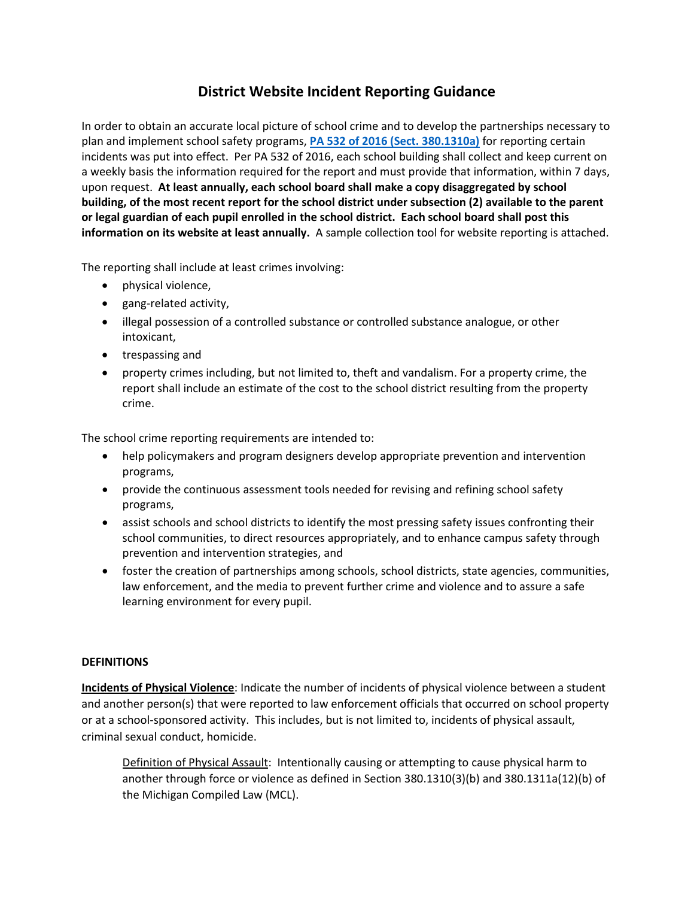# District Website Incident Reporting Guidance

In order to obtain an accurate local picture of school crime and to develop the partnerships necessary to plan and implement school safety programs, **PA 532 of 2016 (Sect. 380.1310a)** for reporting certain incidents was put into effect. Per PA 532 of 2016, each school building shall collect and keep current on a weekly basis the information required for the report and must provide that information, within 7 days, upon request. **At least annually, each school board shall make a copy disaggregated by school building, of the most recent report for the school district under subsection (2) available to the parent or legal guardian of each pupil enrolled in the school district. Each school board shall post this information on its website at least annually.** A sample collection tool for website reporting is attached.

The reporting shall include at least crimes involving:

- physical violence,
- gang-related activity,
- illegal possession of a controlled substance or controlled substance analogue, or other intoxicant,
- trespassing and
- property crimes including, but not limited to, theft and vandalism. For a property crime, the report shall include an estimate of the cost to the school district resulting from the property crime.

The school crime reporting requirements are intended to:

- help policymakers and program designers develop appropriate prevention and intervention programs,
- provide the continuous assessment tools needed for revising and refining school safety programs,
- assist schools and school districts to identify the most pressing safety issues confronting their school communities, to direct resources appropriately, and to enhance campus safety through prevention and intervention strategies, and
- foster the creation of partnerships among schools, school districts, state agencies, communities, law enforcement, and the media to prevent further crime and violence and to assure a safe learning environment for every pupil.

**DEFINITIONS**

**Incidents of Physical Violence**: Indicate the number of incidents of physical violence between a student and another person(s) that were reported to law enforcement officials that occurred on school property or at a school-sponsored activity. This includes, but is not limited to, incidents of physical assault, criminal sexual conduct, homicide.

> Definition of Physical Assault: Intentionally causing or attempting to cause physical harm to another through force or violence as defined in Section 380.1310(3)(b) and 380.1311a(12)(b) of the Michigan Compiled Law (MCL).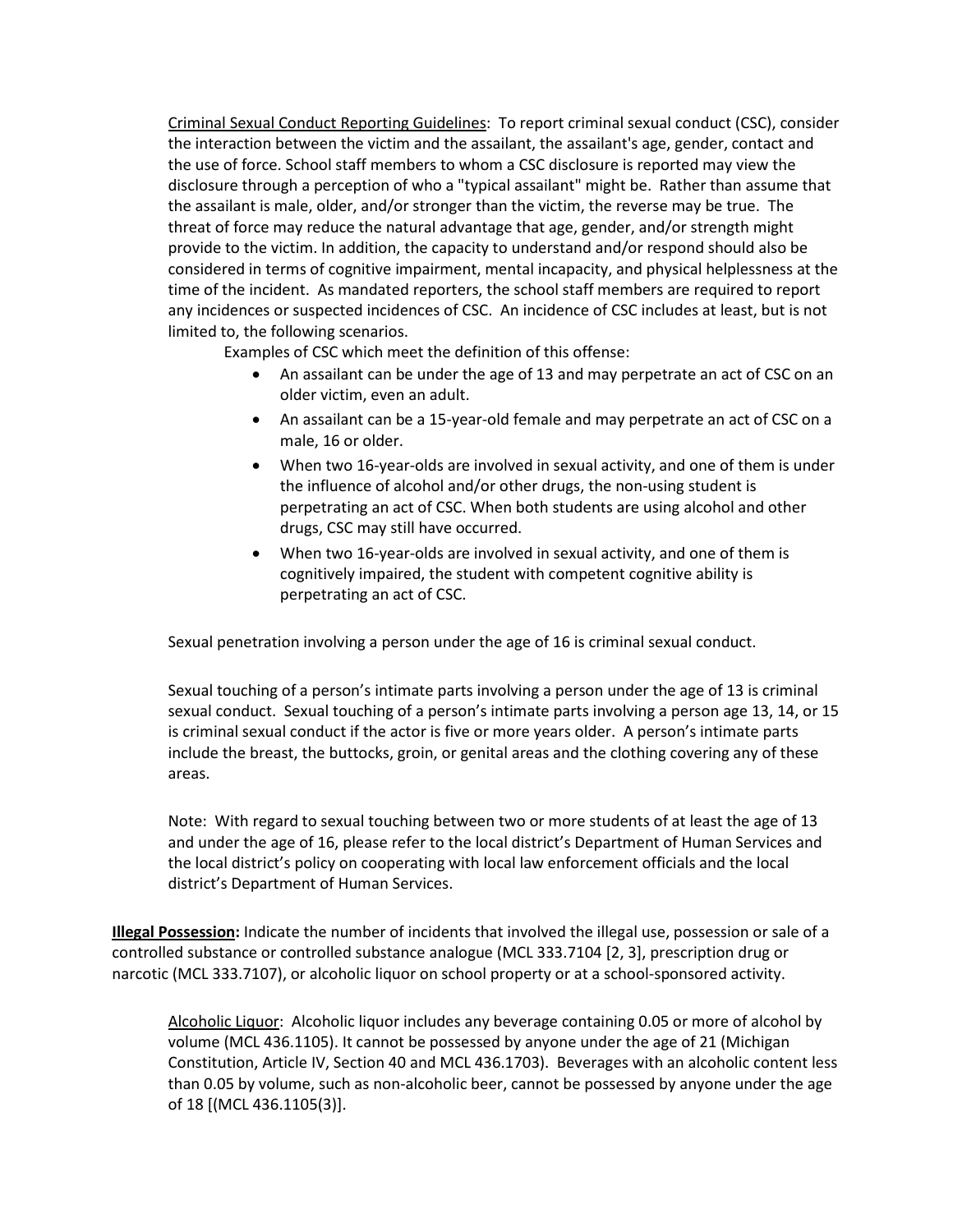Criminal Sexual Conduct Reporting Guidelines: To report criminal sexual conduct (CSC), consider the interaction between the victim and the assailant, the assailant's age, gender, contact and the use of force. School staff members to whom a CSC disclosure is reported may view the disclosure through a perception of who a "typical assailant" might be. Rather than assume that the assailant is male, older, and/or stronger than the victim, the reverse may be true. The threat of force may reduce the natural advantage that age, gender, and/or strength might provide to the victim. In addition, the capacity to understand and/or respond should also be considered in terms of cognitive impairment, mental incapacity, and physical helplessness at the time of the incident. As mandated reporters, the school staff members are required to report any incidences or suspected incidences of CSC. An incidence of CSC includes at least, but is not limited to, the following scenarios.

Examples of CSC which meet the definition of this offense:

- An assailant can be under the age of 13 and may perpetrate an act of CSC on an older victim, even an adult.
- An assailant can be a 15-year-old female and may perpetrate an act of CSC on a male, 16 or older.
- When two 16-year-olds are involved in sexual activity, and one of them is under the influence of alcohol and/or other drugs, the non-using student is perpetrating an act of CSC. When both students are using alcohol and other drugs, CSC may still have occurred.
- When two 16-year-olds are involved in sexual activity, and one of them is cognitively impaired, the student with competent cognitive ability is perpetrating an act of CSC.

Sexual penetration involving a person under the age of 16 is criminal sexual conduct.

Sexual touching of a person's intimate parts involving a person under the age of 13 is criminal sexual conduct. Sexual touching of a person's intimate parts involving a person age 13, 14, or 15 is criminal sexual conduct if the actor is five or more years older. A person's intimate parts include the breast, the buttocks, groin, or genital areas and the clothing covering any of these areas.

Note: With regard to sexual touching between two or more students of at least the age of 13 and under the age of 16, please refer to the local district's Department of Human Services and the local district's policy on cooperating with local law enforcement officials and the local district's Department of Human Services.

**Illegal Possession:** Indicate the number of incidents that involved the illegal use, possession or sale of a controlled substance or controlled substance analogue (MCL 333.7104 [2, 3], prescription drug or narcotic (MCL 333.7107), or alcoholic liquor on school property or at a school-sponsored activity.

Alcoholic Liquor: Alcoholic liquor includes any beverage containing 0.05 or more of alcohol by volume (MCL 436.1105). It cannot be possessed by anyone under the age of 21 (Michigan Constitution, Article IV, Section 40 and MCL 436.1703). Beverages with an alcoholic content less than 0.05 by volume, such as non-alcoholic beer, cannot be possessed by anyone under the age of 18 [(MCL 436.1105(3)].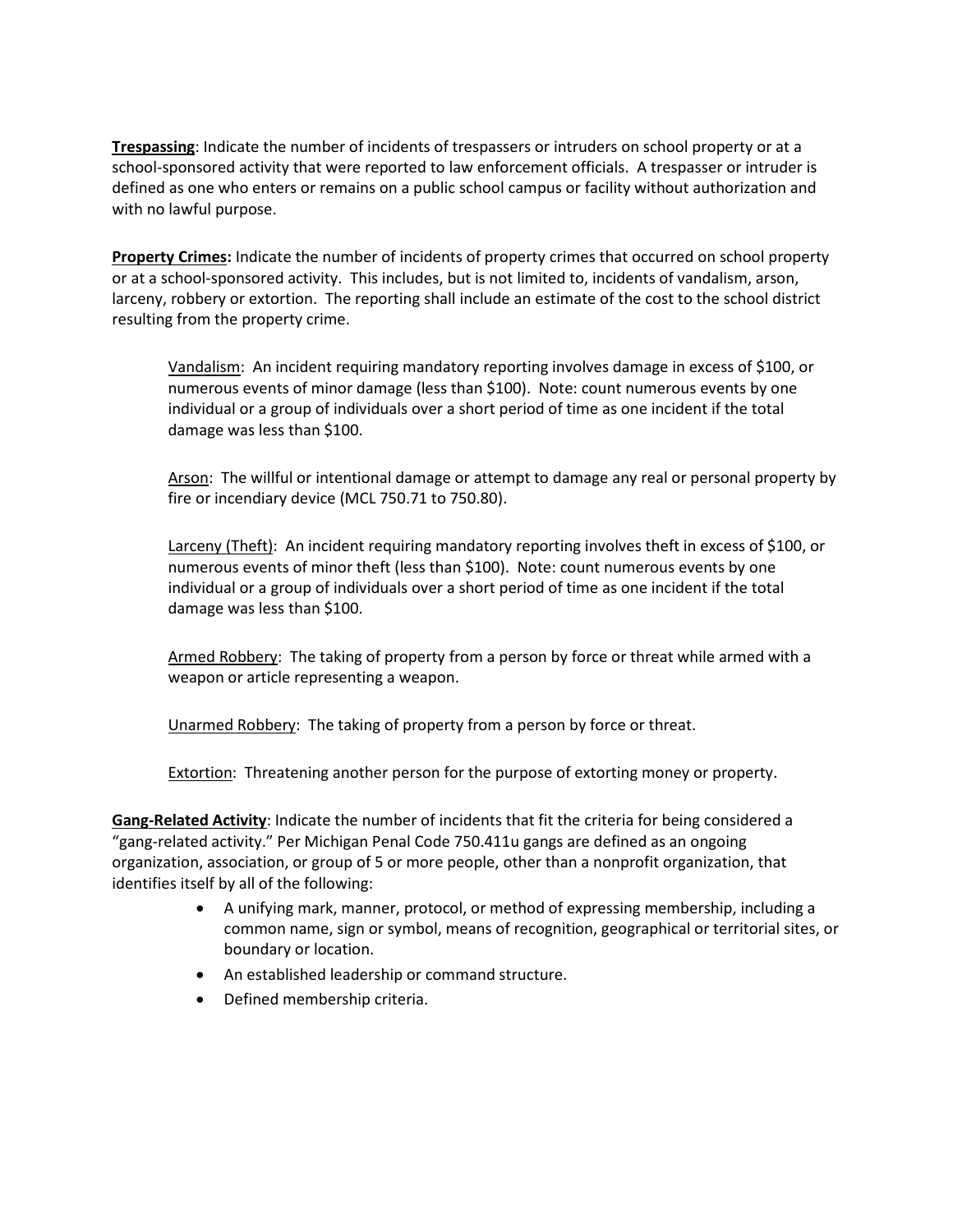**Trespassing**: Indicate the number of incidents of trespassers or intruders on school property or at a school-sponsored activity that were reported to law enforcement officials. A trespasser or intruder is defined as one who enters or remains on a public school campus or facility without authorization and with no lawful purpose.

**Property Crimes:** Indicate the number of incidents of property crimes that occurred on school property or at a school-sponsored activity. This includes, but is not limited to, incidents of vandalism, arson, larceny, robbery or extortion. The reporting shall include an estimate of the cost to the school district resulting from the property crime.

> Vandalism: An incident requiring mandatory reporting involves damage in excess of $100, or numerous events of minor damage (less than $100). Note: count numerous events by one individual or a group of individuals over a short period of time as one incident if the total damage was less than $100.
>
> Arson: The willful or intentional damage or attempt to damage any real or personal property by fire or incendiary device (MCL 750.71 to 750.80).
>
> Larceny (Theft): An incident requiring mandatory reporting involves theft in excess of $100, or numerous events of minor theft (less than $100). Note: count numerous events by one individual or a group of individuals over a short period of time as one incident if the total damage was less than $100.
>
> Armed Robbery: The taking of property from a person by force or threat while armed with a weapon or article representing a weapon.
>
> Unarmed Robbery: The taking of property from a person by force or threat.
>
> Extortion: Threatening another person for the purpose of extorting money or property.

**Gang-Related Activity**: Indicate the number of incidents that fit the criteria for being considered a "gang-related activity." Per Michigan Penal Code 750.411u gangs are defined as an ongoing organization, association, or group of 5 or more people, other than a nonprofit organization, that identifies itself by all of the following:

- A unifying mark, manner, protocol, or method of expressing membership, including a common name, sign or symbol, means of recognition, geographical or territorial sites, or boundary or location.
- An established leadership or command structure.
- Defined membership criteria.